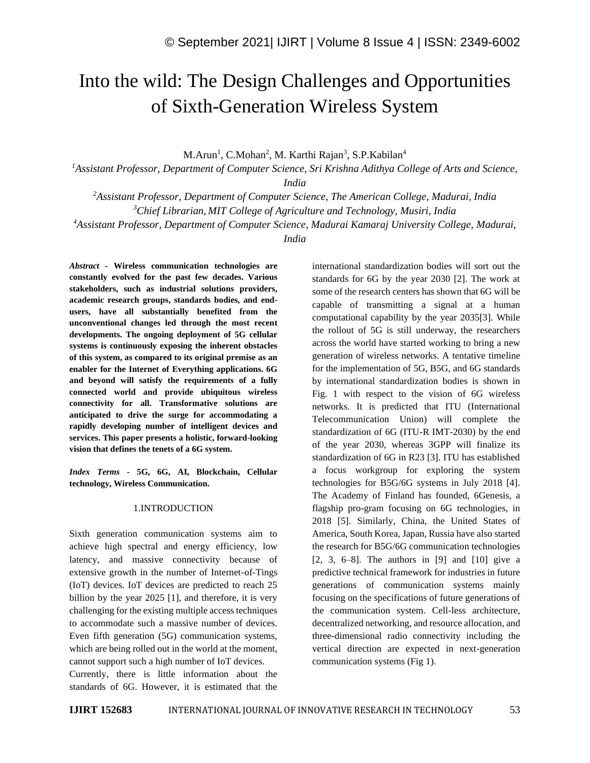# Into the wild: The Design Challenges and Opportunities of Sixth-Generation Wireless System

M.Arun[1], C.Mohan[2], M. Karthi Rajan[3], S.P.Kabilan[4]

[1]*Assistant Professor, Department of Computer Science, Sri Krishna Adithya College of Arts and Science, India*

[2]*Assistant Professor, Department of Computer Science, The American College, Madurai, India*

[3]*Chief Librarian, MIT College of Agriculture and Technology, Musiri, India*

[4]*Assistant Professor, Department of Computer Science, Madurai Kamaraj University College, Madurai, India*

***Abstract* - Wireless communication technologies are constantly evolved for the past few decades. Various stakeholders, such as industrial solutions providers, academic research groups, standards bodies, and end-users, have all substantially benefited from the unconventional changes led through the most recent developments. The ongoing deployment of 5G cellular systems is continuously exposing the inherent obstacles of this system, as compared to its original premise as an enabler for the Internet of Everything applications. 6G and beyond will satisfy the requirements of a fully connected world and provide ubiquitous wireless connectivity for all. Transformative solutions are anticipated to drive the surge for accommodating a rapidly developing number of intelligent devices and services. This paper presents a holistic, forward-looking vision that defines the tenets of a 6G system.**

***Index Terms* - 5G, 6G, AI, Blockchain, Cellular technology, Wireless Communication.**

## 1.INTRODUCTION

Sixth generation communication systems aim to achieve high spectral and energy efficiency, low latency, and massive connectivity because of extensive growth in the number of Internet-of-Tings (IoT) devices. IoT devices are predicted to reach 25 billion by the year 2025 [1], and therefore, it is very challenging for the existing multiple access techniques to accommodate such a massive number of devices. Even fifth generation (5G) communication systems, which are being rolled out in the world at the moment, cannot support such a high number of IoT devices.

Currently, there is little information about the standards of 6G. However, it is estimated that the international standardization bodies will sort out the standards for 6G by the year 2030 [2]. The work at some of the research centers has shown that 6G will be capable of transmitting a signal at a human computational capability by the year 2035[3]. While the rollout of 5G is still underway, the researchers across the world have started working to bring a new generation of wireless networks. A tentative timeline for the implementation of 5G, B5G, and 6G standards by international standardization bodies is shown in Fig. 1 with respect to the vision of 6G wireless networks. It is predicted that ITU (International Telecommunication Union) will complete the standardization of 6G (ITU-R IMT-2030) by the end of the year 2030, whereas 3GPP will finalize its standardization of 6G in R23 [3]. ITU has established a focus workgroup for exploring the system technologies for B5G/6G systems in July 2018 [4]. The Academy of Finland has founded, 6Genesis, a flagship pro-gram focusing on 6G technologies, in 2018 [5]. Similarly, China, the United States of America, South Korea, Japan, Russia have also started the research for B5G/6G communication technologies [2, 3, 6–8]. The authors in [9] and [10] give a predictive technical framework for industries in future generations of communication systems mainly focusing on the specifications of future generations of the communication system. Cell-less architecture, decentralized networking, and resource allocation, and three-dimensional radio connectivity including the vertical direction are expected in next-generation communication systems (Fig 1).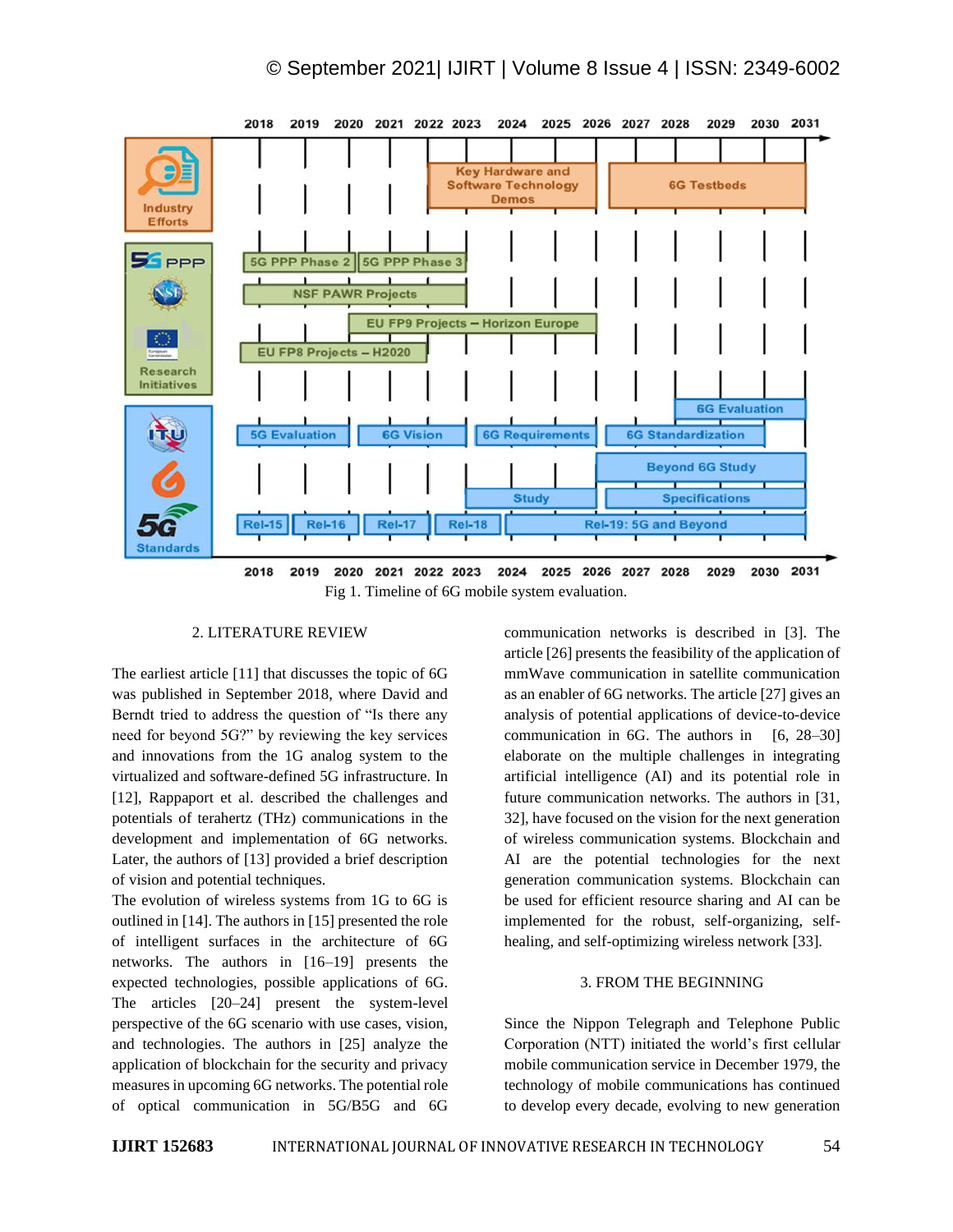Fig 1. Timeline of 6G mobile system evaluation.

## 2. LITERATURE REVIEW

The earliest article [11] that discusses the topic of 6G was published in September 2018, where David and Berndt tried to address the question of "Is there any need for beyond 5G?" by reviewing the key services and innovations from the 1G analog system to the virtualized and software-defined 5G infrastructure. In [12], Rappaport et al. described the challenges and potentials of terahertz (THz) communications in the development and implementation of 6G networks. Later, the authors of [13] provided a brief description of vision and potential techniques.

The evolution of wireless systems from 1G to 6G is outlined in [14]. The authors in [15] presented the role of intelligent surfaces in the architecture of 6G networks. The authors in [16–19] presents the expected technologies, possible applications of 6G. The articles [20–24] present the system-level perspective of the 6G scenario with use cases, vision, and technologies. The authors in [25] analyze the application of blockchain for the security and privacy measures in upcoming 6G networks. The potential role of optical communication in 5G/B5G and 6G communication networks is described in [3]. The article [26] presents the feasibility of the application of mmWave communication in satellite communication as an enabler of 6G networks. The article [27] gives an analysis of potential applications of device-to-device communication in 6G. The authors in [6, 28–30] elaborate on the multiple challenges in integrating artificial intelligence (AI) and its potential role in future communication networks. The authors in [31, 32], have focused on the vision for the next generation of wireless communication systems. Blockchain and AI are the potential technologies for the next generation communication systems. Blockchain can be used for efficient resource sharing and AI can be implemented for the robust, self-organizing, self-healing, and self-optimizing wireless network [33].

## 3. FROM THE BEGINNING

Since the Nippon Telegraph and Telephone Public Corporation (NTT) initiated the world's first cellular mobile communication service in December 1979, the technology of mobile communications has continued to develop every decade, evolving to new generation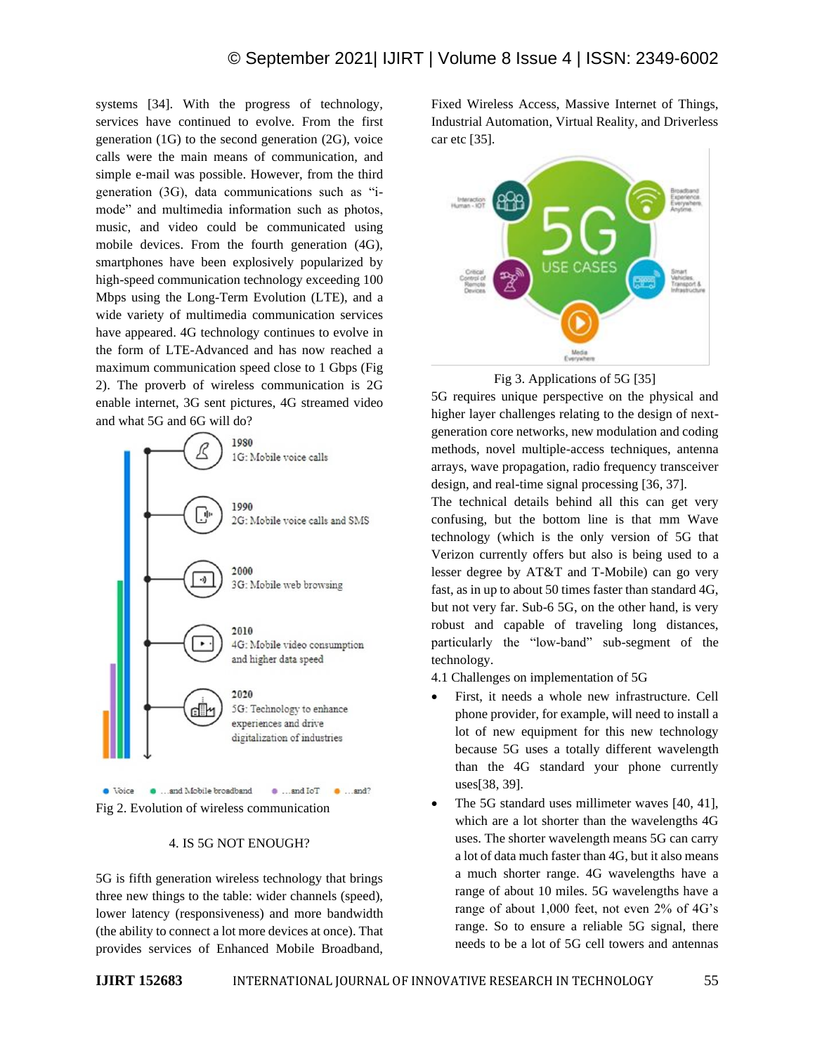systems [34]. With the progress of technology, services have continued to evolve. From the first generation (1G) to the second generation (2G), voice calls were the main means of communication, and simple e-mail was possible. However, from the third generation (3G), data communications such as "i-mode" and multimedia information such as photos, music, and video could be communicated using mobile devices. From the fourth generation (4G), smartphones have been explosively popularized by high-speed communication technology exceeding 100 Mbps using the Long-Term Evolution (LTE), and a wide variety of multimedia communication services have appeared. 4G technology continues to evolve in the form of LTE-Advanced and has now reached a maximum communication speed close to 1 Gbps (Fig 2). The proverb of wireless communication is 2G enable internet, 3G sent pictures, 4G streamed video and what 5G and 6G will do?

Fig 2. Evolution of wireless communication

## 4. IS 5G NOT ENOUGH?

5G is fifth generation wireless technology that brings three new things to the table: wider channels (speed), lower latency (responsiveness) and more bandwidth (the ability to connect a lot more devices at once). That provides services of Enhanced Mobile Broadband, Fixed Wireless Access, Massive Internet of Things, Industrial Automation, Virtual Reality, and Driverless car etc [35].

Fig 3. Applications of 5G [35]

5G requires unique perspective on the physical and higher layer challenges relating to the design of next-generation core networks, new modulation and coding methods, novel multiple-access techniques, antenna arrays, wave propagation, radio frequency transceiver design, and real-time signal processing [36, 37].

The technical details behind all this can get very confusing, but the bottom line is that mm Wave technology (which is the only version of 5G that Verizon currently offers but also is being used to a lesser degree by AT&T and T-Mobile) can go very fast, as in up to about 50 times faster than standard 4G, but not very far. Sub-6 5G, on the other hand, is very robust and capable of traveling long distances, particularly the "low-band" sub-segment of the technology.

### 4.1 Challenges on implementation of 5G

- First, it needs a whole new infrastructure. Cell phone provider, for example, will need to install a lot of new equipment for this new technology because 5G uses a totally different wavelength than the 4G standard your phone currently uses[38, 39].
- The 5G standard uses millimeter waves [40, 41], which are a lot shorter than the wavelengths 4G uses. The shorter wavelength means 5G can carry a lot of data much faster than 4G, but it also means a much shorter range. 4G wavelengths have a range of about 10 miles. 5G wavelengths have a range of about 1,000 feet, not even 2% of 4G's range. So to ensure a reliable 5G signal, there needs to be a lot of 5G cell towers and antennas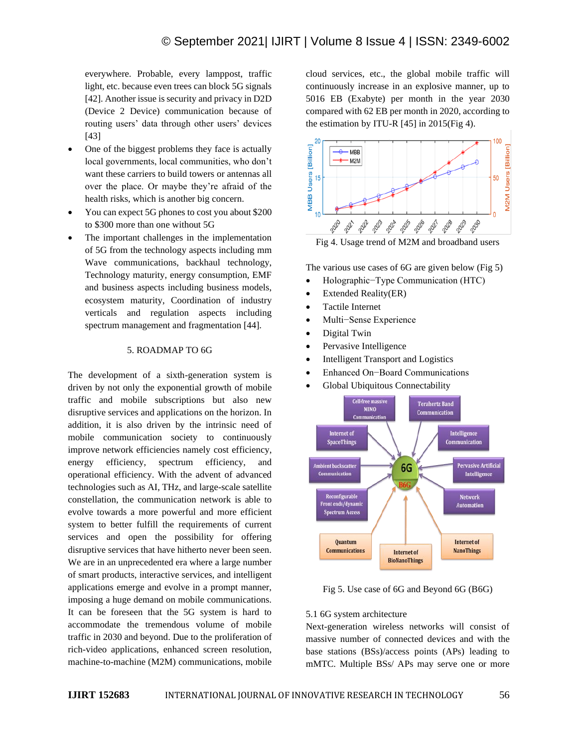everywhere. Probable, every lamppost, traffic light, etc. because even trees can block 5G signals [42]. Another issue is security and privacy in D2D (Device 2 Device) communication because of routing users' data through other users' devices [43]

- One of the biggest problems they face is actually local governments, local communities, who don't want these carriers to build towers or antennas all over the place. Or maybe they're afraid of the health risks, which is another big concern.
- You can expect 5G phones to cost you about $200 to $300 more than one without 5G
- The important challenges in the implementation of 5G from the technology aspects including mm Wave communications, backhaul technology, Technology maturity, energy consumption, EMF and business aspects including business models, ecosystem maturity, Coordination of industry verticals and regulation aspects including spectrum management and fragmentation [44].

## 5. ROADMAP TO 6G

The development of a sixth-generation system is driven by not only the exponential growth of mobile traffic and mobile subscriptions but also new disruptive services and applications on the horizon. In addition, it is also driven by the intrinsic need of mobile communication society to continuously improve network efficiencies namely cost efficiency, energy efficiency, spectrum efficiency, and operational efficiency. With the advent of advanced technologies such as AI, THz, and large-scale satellite constellation, the communication network is able to evolve towards a more powerful and more efficient system to better fulfill the requirements of current services and open the possibility for offering disruptive services that have hitherto never been seen. We are in an unprecedented era where a large number of smart products, interactive services, and intelligent applications emerge and evolve in a prompt manner, imposing a huge demand on mobile communications. It can be foreseen that the 5G system is hard to accommodate the tremendous volume of mobile traffic in 2030 and beyond. Due to the proliferation of rich-video applications, enhanced screen resolution, machine-to-machine (M2M) communications, mobile cloud services, etc., the global mobile traffic will continuously increase in an explosive manner, up to 5016 EB (Exabyte) per month in the year 2030 compared with 62 EB per month in 2020, according to the estimation by ITU-R [45] in 2015(Fig 4).

Fig 4. Usage trend of M2M and broadband users

The various use cases of 6G are given below (Fig 5)

- Holographic−Type Communication (HTC)
- Extended Reality(ER)
- Tactile Internet
- Multi−Sense Experience
- Digital Twin
- Pervasive Intelligence
- Intelligent Transport and Logistics
- Enhanced On−Board Communications
- Global Ubiquitous Connectability

Fig 5. Use case of 6G and Beyond 6G (B6G)

### 5.1 6G system architecture

Next-generation wireless networks will consist of massive number of connected devices and with the base stations (BSs)/access points (APs) leading to mMTC. Multiple BSs/ APs may serve one or more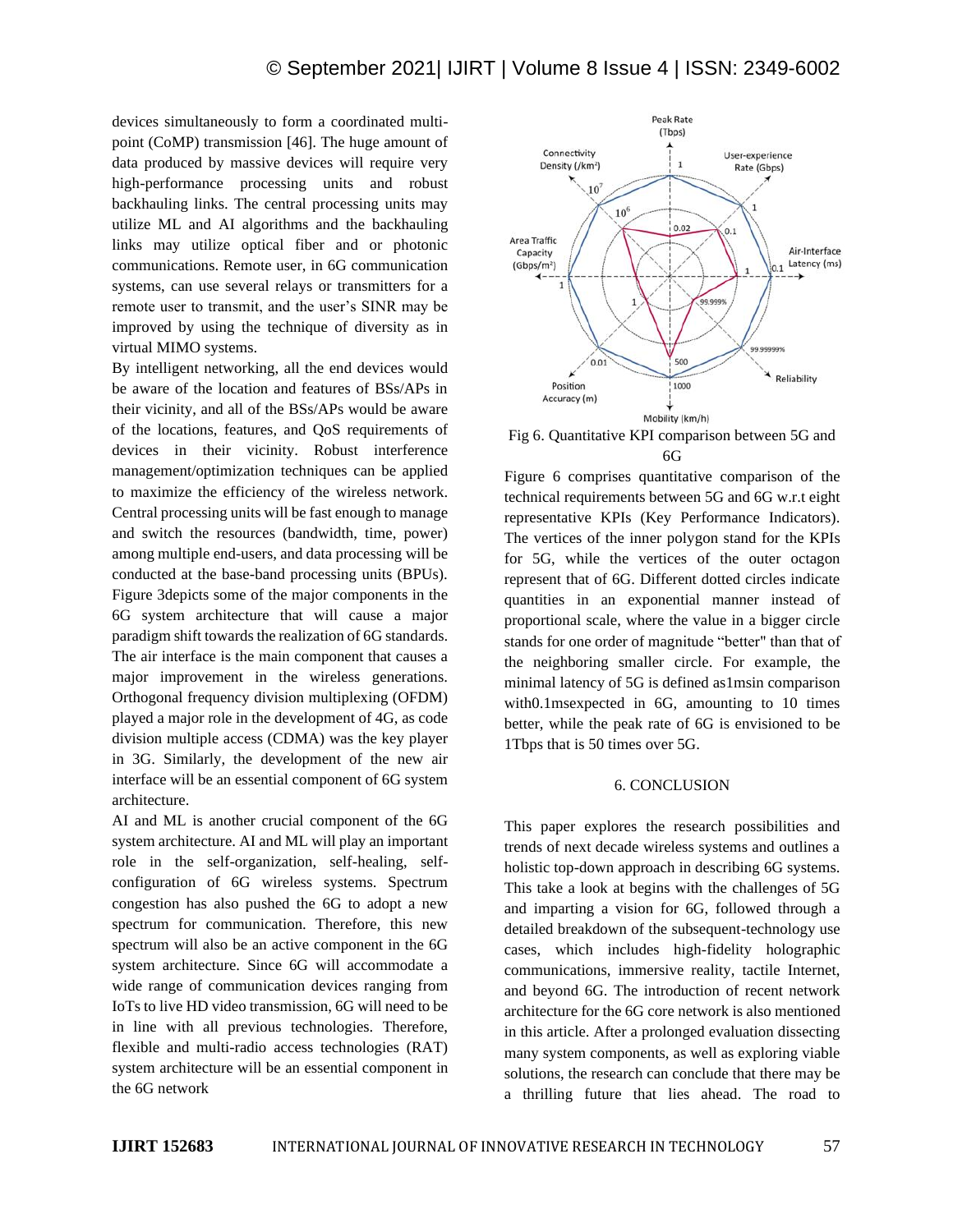devices simultaneously to form a coordinated multi-point (CoMP) transmission [46]. The huge amount of data produced by massive devices will require very high-performance processing units and robust backhauling links. The central processing units may utilize ML and AI algorithms and the backhauling links may utilize optical fiber and or photonic communications. Remote user, in 6G communication systems, can use several relays or transmitters for a remote user to transmit, and the user's SINR may be improved by using the technique of diversity as in virtual MIMO systems.

By intelligent networking, all the end devices would be aware of the location and features of BSs/APs in their vicinity, and all of the BSs/APs would be aware of the locations, features, and QoS requirements of devices in their vicinity. Robust interference management/optimization techniques can be applied to maximize the efficiency of the wireless network. Central processing units will be fast enough to manage and switch the resources (bandwidth, time, power) among multiple end-users, and data processing will be conducted at the base-band processing units (BPUs). Figure 3depicts some of the major components in the 6G system architecture that will cause a major paradigm shift towards the realization of 6G standards. The air interface is the main component that causes a major improvement in the wireless generations. Orthogonal frequency division multiplexing (OFDM) played a major role in the development of 4G, as code division multiple access (CDMA) was the key player in 3G. Similarly, the development of the new air interface will be an essential component of 6G system architecture.

AI and ML is another crucial component of the 6G system architecture. AI and ML will play an important role in the self-organization, self-healing, self-configuration of 6G wireless systems. Spectrum congestion has also pushed the 6G to adopt a new spectrum for communication. Therefore, this new spectrum will also be an active component in the 6G system architecture. Since 6G will accommodate a wide range of communication devices ranging from IoTs to live HD video transmission, 6G will need to be in line with all previous technologies. Therefore, flexible and multi-radio access technologies (RAT) system architecture will be an essential component in the 6G network

Fig 6. Quantitative KPI comparison between 5G and 6G

Figure 6 comprises quantitative comparison of the technical requirements between 5G and 6G w.r.t eight representative KPIs (Key Performance Indicators). The vertices of the inner polygon stand for the KPIs for 5G, while the vertices of the outer octagon represent that of 6G. Different dotted circles indicate quantities in an exponential manner instead of proportional scale, where the value in a bigger circle stands for one order of magnitude "better" than that of the neighboring smaller circle. For example, the minimal latency of 5G is defined as1msin comparison with0.1msexpected in 6G, amounting to 10 times better, while the peak rate of 6G is envisioned to be 1Tbps that is 50 times over 5G.

## 6. CONCLUSION

This paper explores the research possibilities and trends of next decade wireless systems and outlines a holistic top-down approach in describing 6G systems. This take a look at begins with the challenges of 5G and imparting a vision for 6G, followed through a detailed breakdown of the subsequent-technology use cases, which includes high-fidelity holographic communications, immersive reality, tactile Internet, and beyond 6G. The introduction of recent network architecture for the 6G core network is also mentioned in this article. After a prolonged evaluation dissecting many system components, as well as exploring viable solutions, the research can conclude that there may be a thrilling future that lies ahead. The road to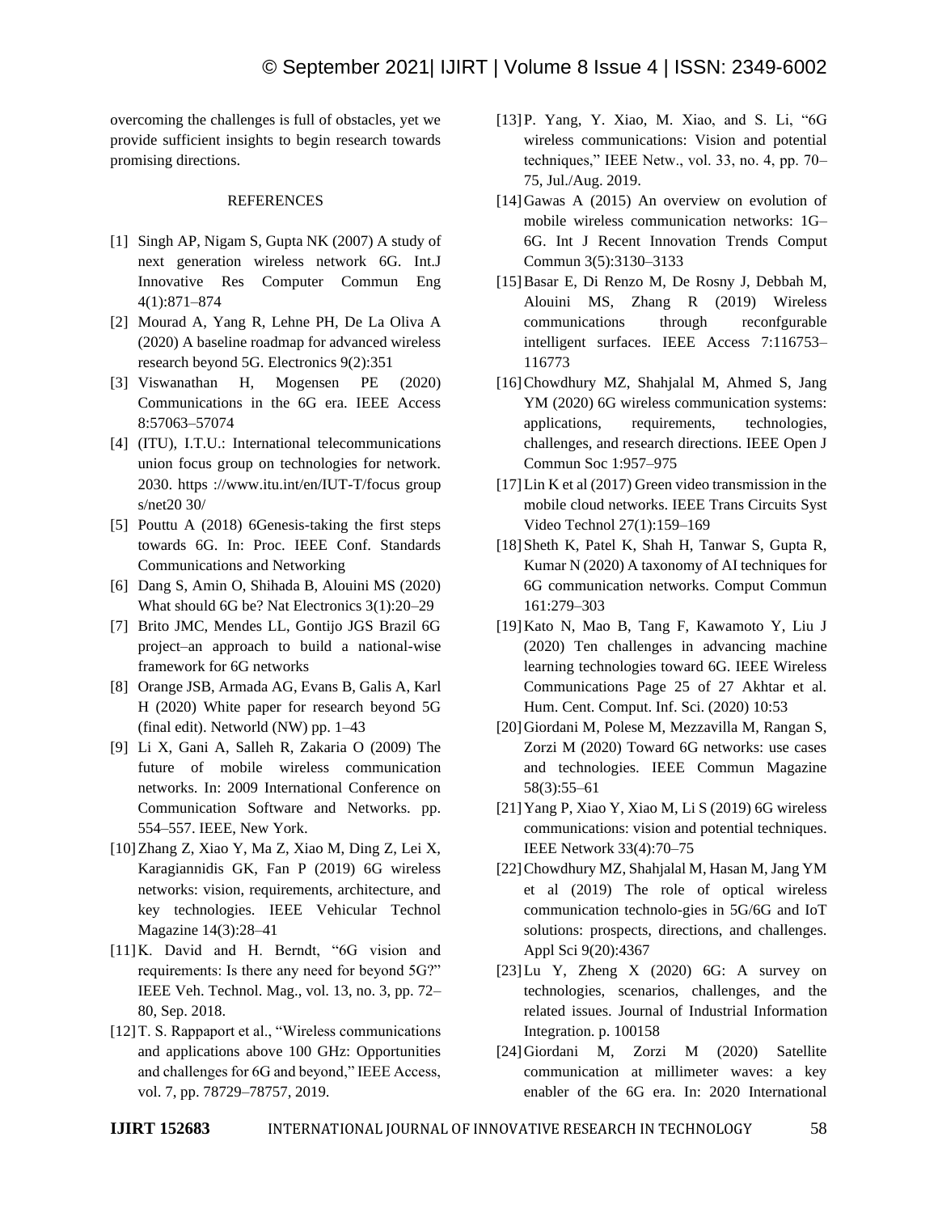overcoming the challenges is full of obstacles, yet we provide sufficient insights to begin research towards promising directions.

## REFERENCES

[1] Singh AP, Nigam S, Gupta NK (2007) A study of next generation wireless network 6G. Int.J Innovative Res Computer Commun Eng 4(1):871–874

[2] Mourad A, Yang R, Lehne PH, De La Oliva A (2020) A baseline roadmap for advanced wireless research beyond 5G. Electronics 9(2):351

[3] Viswanathan H, Mogensen PE (2020) Communications in the 6G era. IEEE Access 8:57063–57074

[4] (ITU), I.T.U.: International telecommunications union focus group on technologies for network. 2030. https ://www.itu.int/en/IUT-T/focus group s/net20 30/

[5] Pouttu A (2018) 6Genesis-taking the first steps towards 6G. In: Proc. IEEE Conf. Standards Communications and Networking

[6] Dang S, Amin O, Shihada B, Alouini MS (2020) What should 6G be? Nat Electronics 3(1):20–29

[7] Brito JMC, Mendes LL, Gontijo JGS Brazil 6G project–an approach to build a national-wise framework for 6G networks

[8] Orange JSB, Armada AG, Evans B, Galis A, Karl H (2020) White paper for research beyond 5G (final edit). Networld (NW) pp. 1–43

[9] Li X, Gani A, Salleh R, Zakaria O (2009) The future of mobile wireless communication networks. In: 2009 International Conference on Communication Software and Networks. pp. 554–557. IEEE, New York.

[10] Zhang Z, Xiao Y, Ma Z, Xiao M, Ding Z, Lei X, Karagiannidis GK, Fan P (2019) 6G wireless networks: vision, requirements, architecture, and key technologies. IEEE Vehicular Technol Magazine 14(3):28–41

[11] K. David and H. Berndt, "6G vision and requirements: Is there any need for beyond 5G?" IEEE Veh. Technol. Mag., vol. 13, no. 3, pp. 72–80, Sep. 2018.

[12] T. S. Rappaport et al., "Wireless communications and applications above 100 GHz: Opportunities and challenges for 6G and beyond," IEEE Access, vol. 7, pp. 78729–78757, 2019.

[13] P. Yang, Y. Xiao, M. Xiao, and S. Li, "6G wireless communications: Vision and potential techniques," IEEE Netw., vol. 33, no. 4, pp. 70–75, Jul./Aug. 2019.

[14] Gawas A (2015) An overview on evolution of mobile wireless communication networks: 1G–6G. Int J Recent Innovation Trends Comput Commun 3(5):3130–3133

[15] Basar E, Di Renzo M, De Rosny J, Debbah M, Alouini MS, Zhang R (2019) Wireless communications through reconfgurable intelligent surfaces. IEEE Access 7:116753–116773

[16] Chowdhury MZ, Shahjalal M, Ahmed S, Jang YM (2020) 6G wireless communication systems: applications, requirements, technologies, challenges, and research directions. IEEE Open J Commun Soc 1:957–975

[17] Lin K et al (2017) Green video transmission in the mobile cloud networks. IEEE Trans Circuits Syst Video Technol 27(1):159–169

[18] Sheth K, Patel K, Shah H, Tanwar S, Gupta R, Kumar N (2020) A taxonomy of AI techniques for 6G communication networks. Comput Commun 161:279–303

[19] Kato N, Mao B, Tang F, Kawamoto Y, Liu J (2020) Ten challenges in advancing machine learning technologies toward 6G. IEEE Wireless Communications Page 25 of 27 Akhtar et al. Hum. Cent. Comput. Inf. Sci. (2020) 10:53

[20] Giordani M, Polese M, Mezzavilla M, Rangan S, Zorzi M (2020) Toward 6G networks: use cases and technologies. IEEE Commun Magazine 58(3):55–61

[21] Yang P, Xiao Y, Xiao M, Li S (2019) 6G wireless communications: vision and potential techniques. IEEE Network 33(4):70–75

[22] Chowdhury MZ, Shahjalal M, Hasan M, Jang YM et al (2019) The role of optical wireless communication technolo-gies in 5G/6G and IoT solutions: prospects, directions, and challenges. Appl Sci 9(20):4367

[23] Lu Y, Zheng X (2020) 6G: A survey on technologies, scenarios, challenges, and the related issues. Journal of Industrial Information Integration. p. 100158

[24] Giordani M, Zorzi M (2020) Satellite communication at millimeter waves: a key enabler of the 6G era. In: 2020 International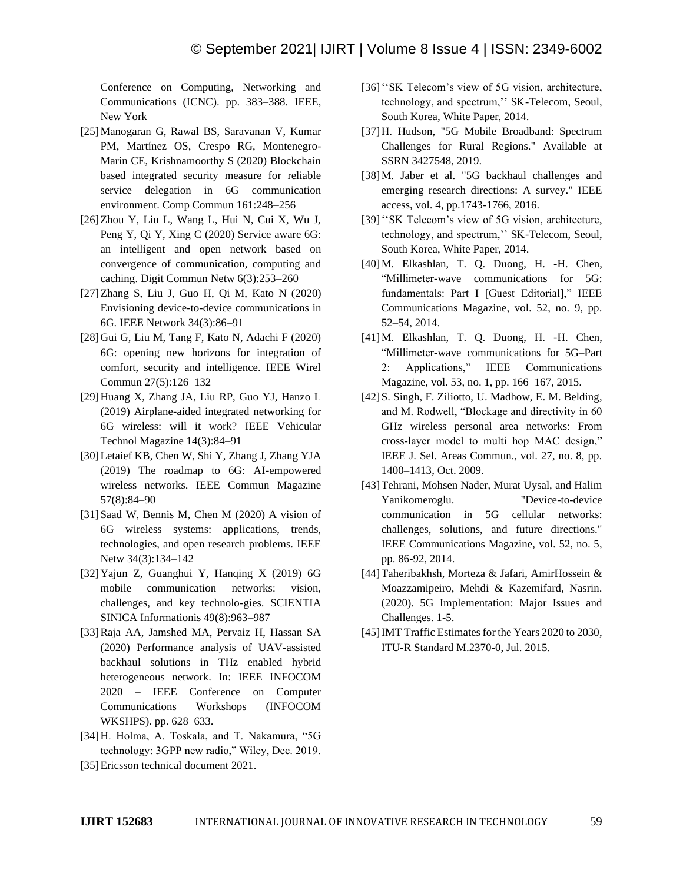Conference on Computing, Networking and Communications (ICNC). pp. 383–388. IEEE, New York

[25] Manogaran G, Rawal BS, Saravanan V, Kumar PM, Martínez OS, Crespo RG, Montenegro-Marin CE, Krishnamoorthy S (2020) Blockchain based integrated security measure for reliable service delegation in 6G communication environment. Comp Commun 161:248–256

[26] Zhou Y, Liu L, Wang L, Hui N, Cui X, Wu J, Peng Y, Qi Y, Xing C (2020) Service aware 6G: an intelligent and open network based on convergence of communication, computing and caching. Digit Commun Netw 6(3):253–260

[27] Zhang S, Liu J, Guo H, Qi M, Kato N (2020) Envisioning device-to-device communications in 6G. IEEE Network 34(3):86–91

[28] Gui G, Liu M, Tang F, Kato N, Adachi F (2020) 6G: opening new horizons for integration of comfort, security and intelligence. IEEE Wirel Commun 27(5):126–132

[29] Huang X, Zhang JA, Liu RP, Guo YJ, Hanzo L (2019) Airplane-aided integrated networking for 6G wireless: will it work? IEEE Vehicular Technol Magazine 14(3):84–91

[30] Letaief KB, Chen W, Shi Y, Zhang J, Zhang YJA (2019) The roadmap to 6G: AI-empowered wireless networks. IEEE Commun Magazine 57(8):84–90

[31] Saad W, Bennis M, Chen M (2020) A vision of 6G wireless systems: applications, trends, technologies, and open research problems. IEEE Netw 34(3):134–142

[32] Yajun Z, Guanghui Y, Hanqing X (2019) 6G mobile communication networks: vision, challenges, and key technolo-gies. SCIENTIA SINICA Informationis 49(8):963–987

[33] Raja AA, Jamshed MA, Pervaiz H, Hassan SA (2020) Performance analysis of UAV-assisted backhaul solutions in THz enabled hybrid heterogeneous network. In: IEEE INFOCOM 2020 – IEEE Conference on Computer Communications Workshops (INFOCOM WKSHPS). pp. 628–633.

[34] H. Holma, A. Toskala, and T. Nakamura, "5G technology: 3GPP new radio," Wiley, Dec. 2019.

[35] Ericsson technical document 2021.

[36] ''SK Telecom's view of 5G vision, architecture, technology, and spectrum,'' SK-Telecom, Seoul, South Korea, White Paper, 2014.

[37] H. Hudson, "5G Mobile Broadband: Spectrum Challenges for Rural Regions." Available at SSRN 3427548, 2019.

[38] M. Jaber et al. "5G backhaul challenges and emerging research directions: A survey." IEEE access, vol. 4, pp.1743-1766, 2016.

[39] ''SK Telecom's view of 5G vision, architecture, technology, and spectrum,'' SK-Telecom, Seoul, South Korea, White Paper, 2014.

[40] M. Elkashlan, T. Q. Duong, H. -H. Chen, "Millimeter-wave communications for 5G: fundamentals: Part I [Guest Editorial]," IEEE Communications Magazine, vol. 52, no. 9, pp. 52–54, 2014.

[41] M. Elkashlan, T. Q. Duong, H. -H. Chen, "Millimeter-wave communications for 5G–Part 2: Applications," IEEE Communications Magazine, vol. 53, no. 1, pp. 166–167, 2015.

[42] S. Singh, F. Ziliotto, U. Madhow, E. M. Belding, and M. Rodwell, "Blockage and directivity in 60 GHz wireless personal area networks: From cross-layer model to multi hop MAC design," IEEE J. Sel. Areas Commun., vol. 27, no. 8, pp. 1400–1413, Oct. 2009.

[43] Tehrani, Mohsen Nader, Murat Uysal, and Halim Yanikomeroglu. "Device-to-device communication in 5G cellular networks: challenges, solutions, and future directions." IEEE Communications Magazine, vol. 52, no. 5, pp. 86-92, 2014.

[44] Taheribakhsh, Morteza & Jafari, AmirHossein & Moazzamipeiro, Mehdi & Kazemifard, Nasrin. (2020). 5G Implementation: Major Issues and Challenges. 1-5.

[45] IMT Traffic Estimates for the Years 2020 to 2030, ITU-R Standard M.2370-0, Jul. 2015.